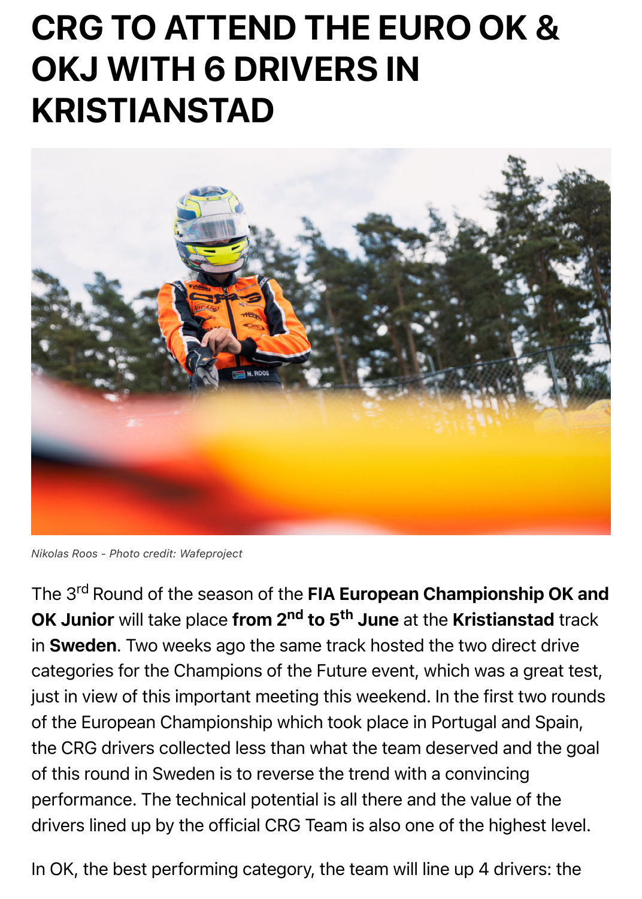# CRG TO ATTEND THE EURO OK & OKJ WITH 6 DRIVERS IN KRISTIANSTAD

*Nikolas Roos - Photo credit: Wafeproject*

The 3rd Round of the season of the **FIA European Championship OK and OK Junior** will take place **from 2nd to 5th June** at the **Kristianstad** track in **Sweden**. Two weeks ago the same track hosted the two direct drive categories for the Champions of the Future event, which was a great test, just in view of this important meeting this weekend. In the first two rounds of the European Championship which took place in Portugal and Spain, the CRG drivers collected less than what the team deserved and the goal of this round in Sweden is to reverse the trend with a convincing performance. The technical potential is all there and the value of the drivers lined up by the official CRG Team is also one of the highest level.

In OK, the best performing category, the team will line up 4 drivers: the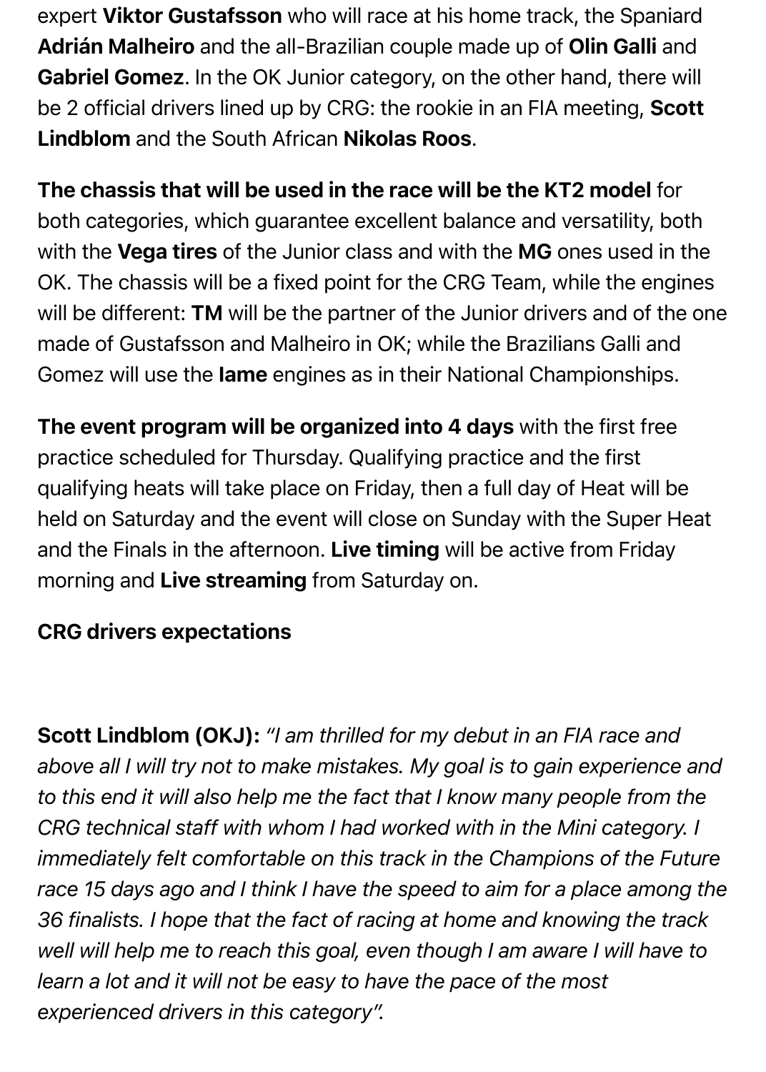expert **Viktor Gustafsson** who will race at his home track, the Spaniard **Adrián Malheiro** and the all-Brazilian couple made up of **Olin Galli** and **Gabriel Gomez**. In the OK Junior category, on the other hand, there will be 2 official drivers lined up by CRG: the rookie in an FIA meeting, **Scott Lindblom** and the South African **Nikolas Roos**.

**The chassis that will be used in the race will be the KT2 model** for both categories, which guarantee excellent balance and versatility, both with the **Vega tires** of the Junior class and with the **MG** ones used in the OK. The chassis will be a fixed point for the CRG Team, while the engines will be different: **TM** will be the partner of the Junior drivers and of the one made of Gustafsson and Malheiro in OK; while the Brazilians Galli and Gomez will use the **Iame** engines as in their National Championships.

**The event program will be organized into 4 days** with the first free practice scheduled for Thursday. Qualifying practice and the first qualifying heats will take place on Friday, then a full day of Heat will be held on Saturday and the event will close on Sunday with the Super Heat and the Finals in the afternoon. **Live timing** will be active from Friday morning and **Live streaming** from Saturday on.

**CRG drivers expectations**

**Scott Lindblom (OKJ):** *"I am thrilled for my debut in an FIA race and above all I will try not to make mistakes. My goal is to gain experience and to this end it will also help me the fact that I know many people from the CRG technical staff with whom I had worked with in the Mini category. I immediately felt comfortable on this track in the Champions of the Future race 15 days ago and I think I have the speed to aim for a place among the 36 finalists. I hope that the fact of racing at home and knowing the track well will help me to reach this goal, even though I am aware I will have to learn a lot and it will not be easy to have the pace of the most experienced drivers in this category".*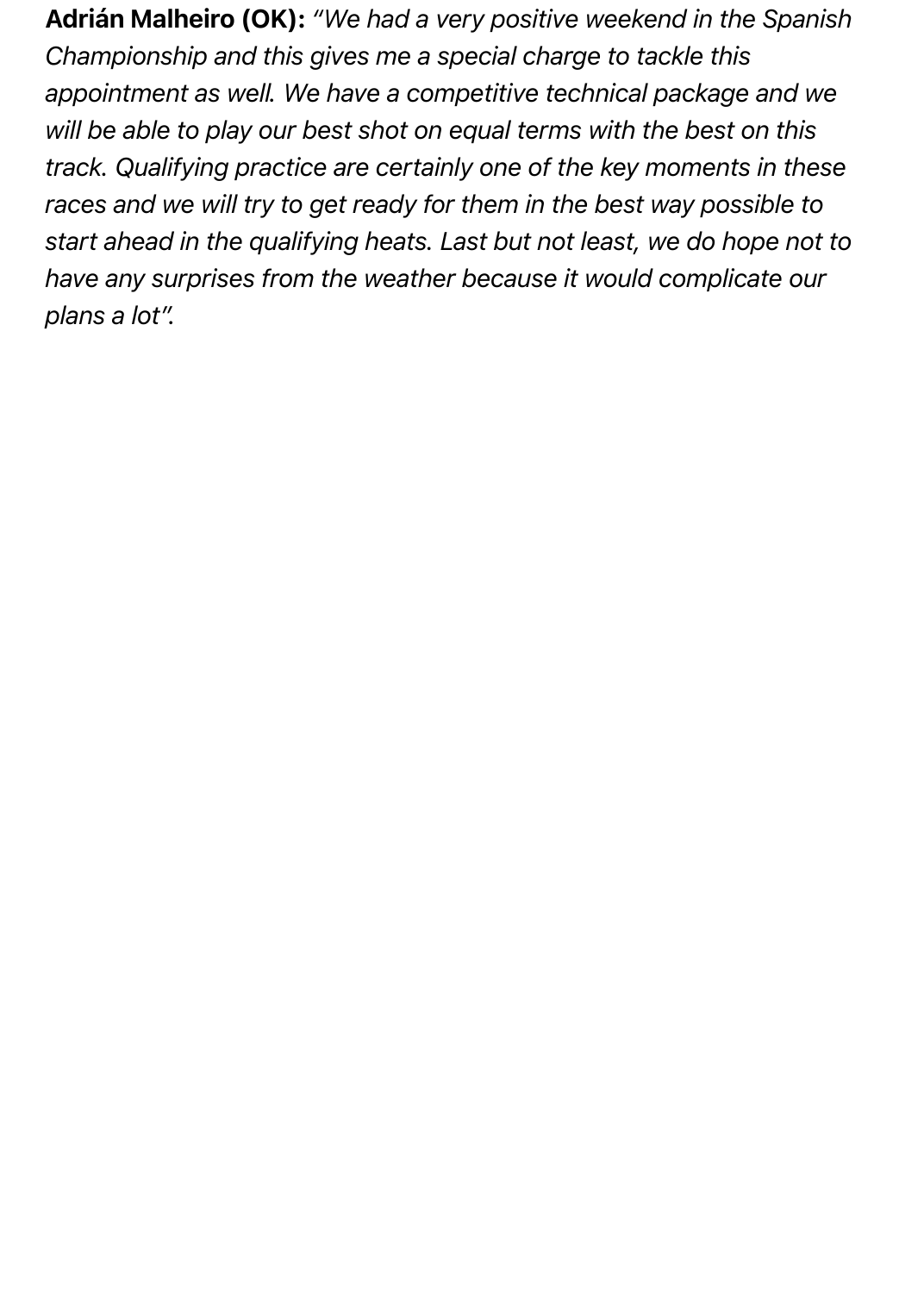**Adrián Malheiro (OK):** *"We had a very positive weekend in the Spanish Championship and this gives me a special charge to tackle this appointment as well. We have a competitive technical package and we will be able to play our best shot on equal terms with the best on this track. Qualifying practice are certainly one of the key moments in these races and we will try to get ready for them in the best way possible to start ahead in the qualifying heats. Last but not least, we do hope not to have any surprises from the weather because it would complicate our plans a lot".*